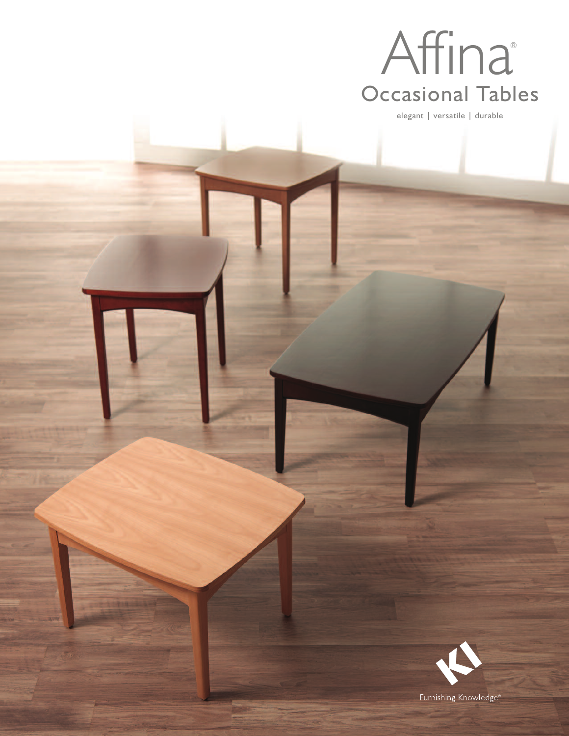# Affina®

## Occasional Tables

elegant | versatile | durable

Furnishing Knowledge®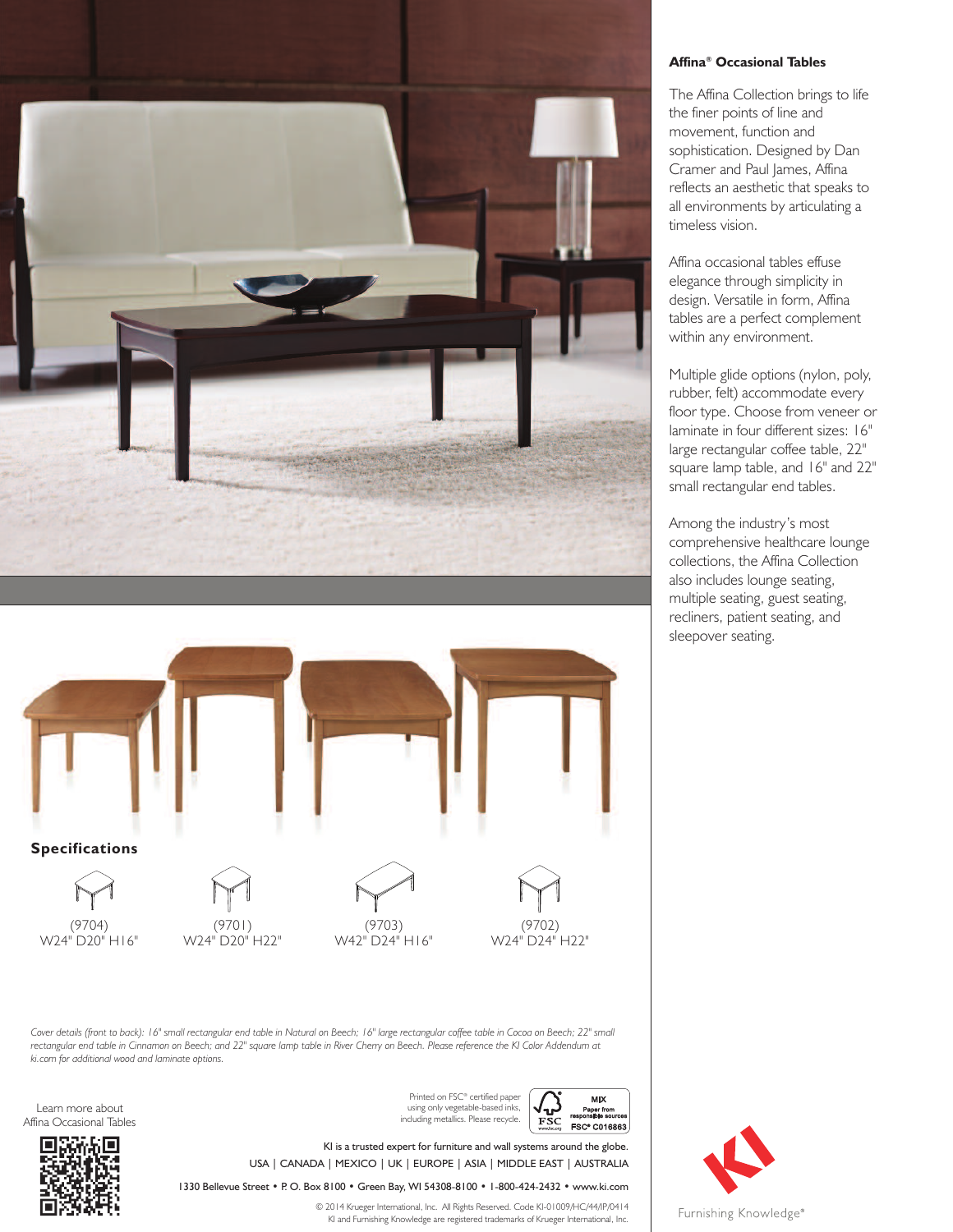## Affina® Occasional Tables

The Affina Collection brings to life the finer points of line and movement, function and sophistication. Designed by Dan Cramer and Paul James, Affina reflects an aesthetic that speaks to all environments by articulating a timeless vision.

Affina occasional tables effuse elegance through simplicity in design. Versatile in form, Affina tables are a perfect complement within any environment.

Multiple glide options (nylon, poly, rubber, felt) accommodate every floor type. Choose from veneer or laminate in four different sizes: 16" large rectangular coffee table, 22" square lamp table, and 16" and 22" small rectangular end tables.

Among the industry's most comprehensive healthcare lounge collections, the Affina Collection also includes lounge seating, multiple seating, guest seating, recliners, patient seating, and sleepover seating.

## Specifications

(9704)
W24" D20" H16"

(9701)
W24" D20" H22"

(9703)
W42" D24" H16"

(9702)
W24" D24" H22"

*Cover details (front to back): 16" small rectangular end table in Natural on Beech; 16" large rectangular coffee table in Cocoa on Beech; 22" small rectangular end table in Cinnamon on Beech; and 22" square lamp table in River Cherry on Beech. Please reference the KI Color Addendum at ki.com for additional wood and laminate options.*

Learn more about Affina Occasional Tables

Printed on FSC® certified paper using only vegetable-based inks, including metallics. Please recycle.

MIX
Paper from responsible sources
FSC® C016863

KI is a trusted expert for furniture and wall systems around the globe.

USA | CANADA | MEXICO | UK | EUROPE | ASIA | MIDDLE EAST | AUSTRALIA

1330 Bellevue Street • P. O. Box 8100 • Green Bay, WI 54308-8100 • 1-800-424-2432 • www.ki.com

© 2014 Krueger International, Inc. All Rights Reserved. Code KI-01009/HC/44/IP/0414
KI and Furnishing Knowledge are registered trademarks of Krueger International, Inc.

Furnishing Knowledge®